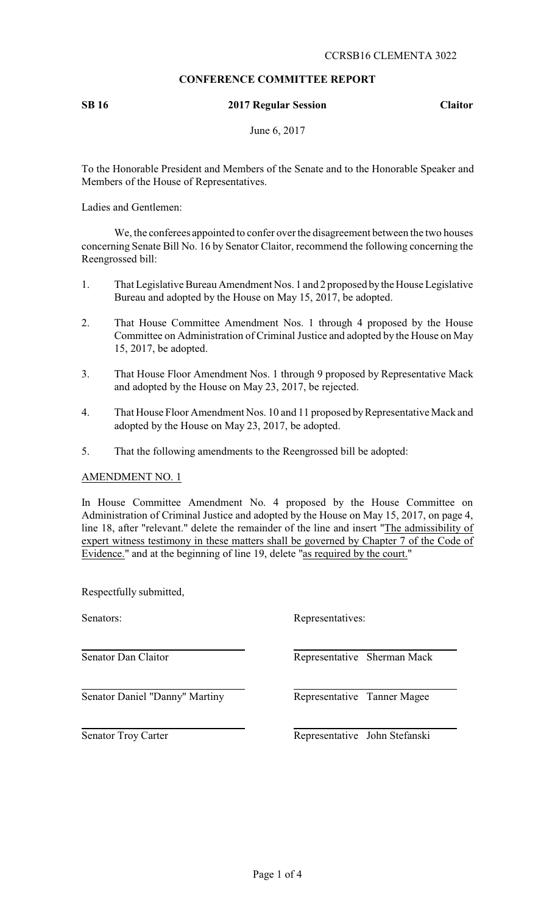CCRSB16 CLEMENTA 3022

**CONFERENCE COMMITTEE REPORT**

**SB 16** **2017 Regular Session** **Claitor**

June 6, 2017

To the Honorable President and Members of the Senate and to the Honorable Speaker and Members of the House of Representatives.

Ladies and Gentlemen:

We, the conferees appointed to confer over the disagreement between the two houses concerning Senate Bill No. 16 by Senator Claitor, recommend the following concerning the Reengrossed bill:

1. That Legislative Bureau Amendment Nos. 1 and 2 proposed by the House Legislative Bureau and adopted by the House on May 15, 2017, be adopted.

2. That House Committee Amendment Nos. 1 through 4 proposed by the House Committee on Administration of Criminal Justice and adopted by the House on May 15, 2017, be adopted.

3. That House Floor Amendment Nos. 1 through 9 proposed by Representative Mack and adopted by the House on May 23, 2017, be rejected.

4. That House Floor Amendment Nos. 10 and 11 proposed by Representative Mack and adopted by the House on May 23, 2017, be adopted.

5. That the following amendments to the Reengrossed bill be adopted:

AMENDMENT NO. 1

In House Committee Amendment No. 4 proposed by the House Committee on Administration of Criminal Justice and adopted by the House on May 15, 2017, on page 4, line 18, after "relevant." delete the remainder of the line and insert "The admissibility of expert witness testimony in these matters shall be governed by Chapter 7 of the Code of Evidence." and at the beginning of line 19, delete "as required by the court."

Respectfully submitted,

| Senators: | Representatives: |
|---|---|
| Senator Dan Claitor | Representative Sherman Mack |
| Senator Daniel "Danny" Martiny | Representative Tanner Magee |
| Senator Troy Carter | Representative John Stefanski |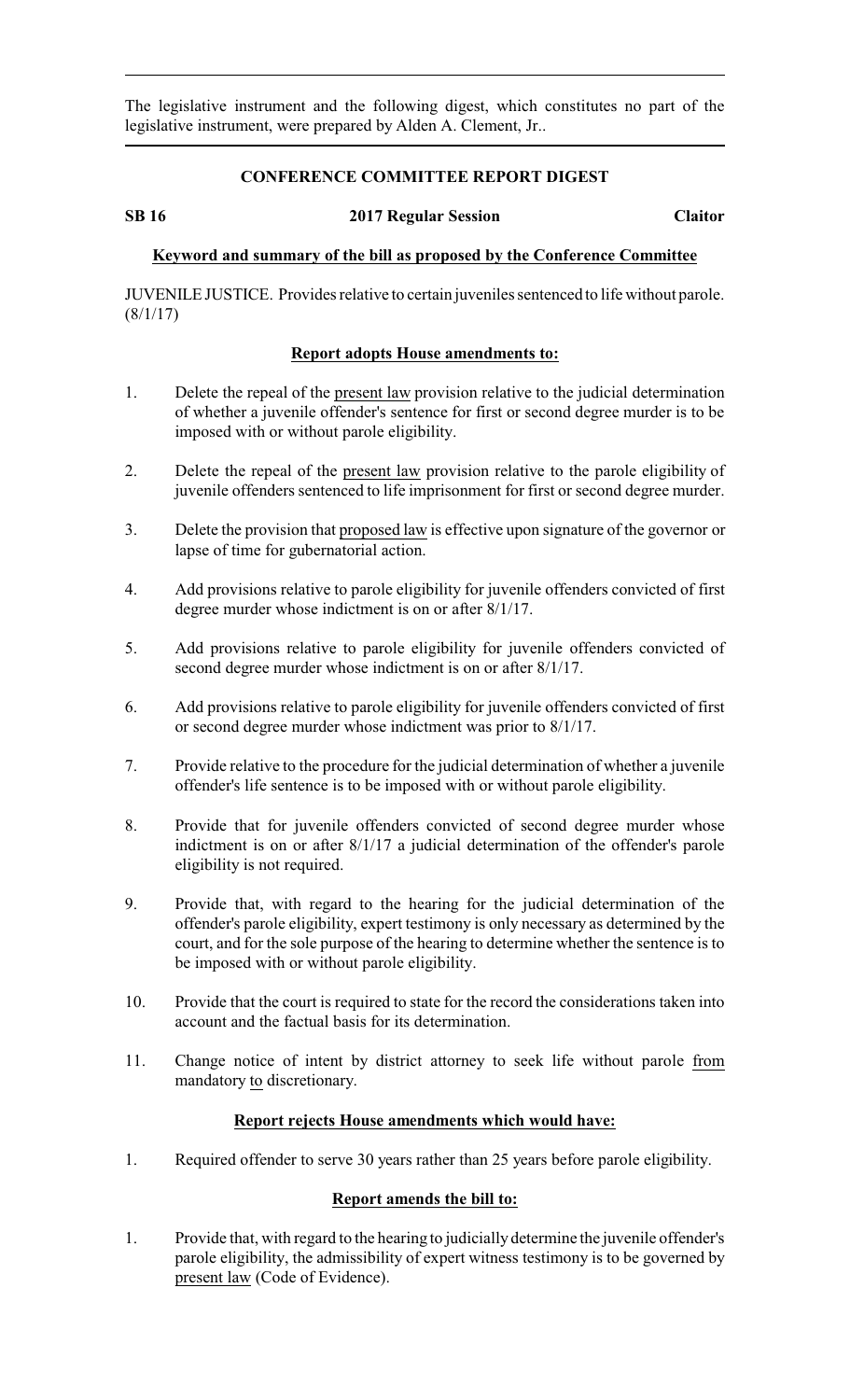The legislative instrument and the following digest, which constitutes no part of the legislative instrument, were prepared by Alden A. Clement, Jr..

## CONFERENCE COMMITTEE REPORT DIGEST

**SB 16** **2017 Regular Session** **Claitor**

### Keyword and summary of the bill as proposed by the Conference Committee

JUVENILE JUSTICE. Provides relative to certain juveniles sentenced to life without parole. (8/1/17)

### Report adopts House amendments to:

1. Delete the repeal of the present law provision relative to the judicial determination of whether a juvenile offender's sentence for first or second degree murder is to be imposed with or without parole eligibility.
2. Delete the repeal of the present law provision relative to the parole eligibility of juvenile offenders sentenced to life imprisonment for first or second degree murder.
3. Delete the provision that proposed law is effective upon signature of the governor or lapse of time for gubernatorial action.
4. Add provisions relative to parole eligibility for juvenile offenders convicted of first degree murder whose indictment is on or after 8/1/17.
5. Add provisions relative to parole eligibility for juvenile offenders convicted of second degree murder whose indictment is on or after 8/1/17.
6. Add provisions relative to parole eligibility for juvenile offenders convicted of first or second degree murder whose indictment was prior to 8/1/17.
7. Provide relative to the procedure for the judicial determination of whether a juvenile offender's life sentence is to be imposed with or without parole eligibility.
8. Provide that for juvenile offenders convicted of second degree murder whose indictment is on or after 8/1/17 a judicial determination of the offender's parole eligibility is not required.
9. Provide that, with regard to the hearing for the judicial determination of the offender's parole eligibility, expert testimony is only necessary as determined by the court, and for the sole purpose of the hearing to determine whether the sentence is to be imposed with or without parole eligibility.
10. Provide that the court is required to state for the record the considerations taken into account and the factual basis for its determination.
11. Change notice of intent by district attorney to seek life without parole from mandatory to discretionary.

### Report rejects House amendments which would have:

1. Required offender to serve 30 years rather than 25 years before parole eligibility.

### Report amends the bill to:

1. Provide that, with regard to the hearing to judicially determine the juvenile offender's parole eligibility, the admissibility of expert witness testimony is to be governed by present law (Code of Evidence).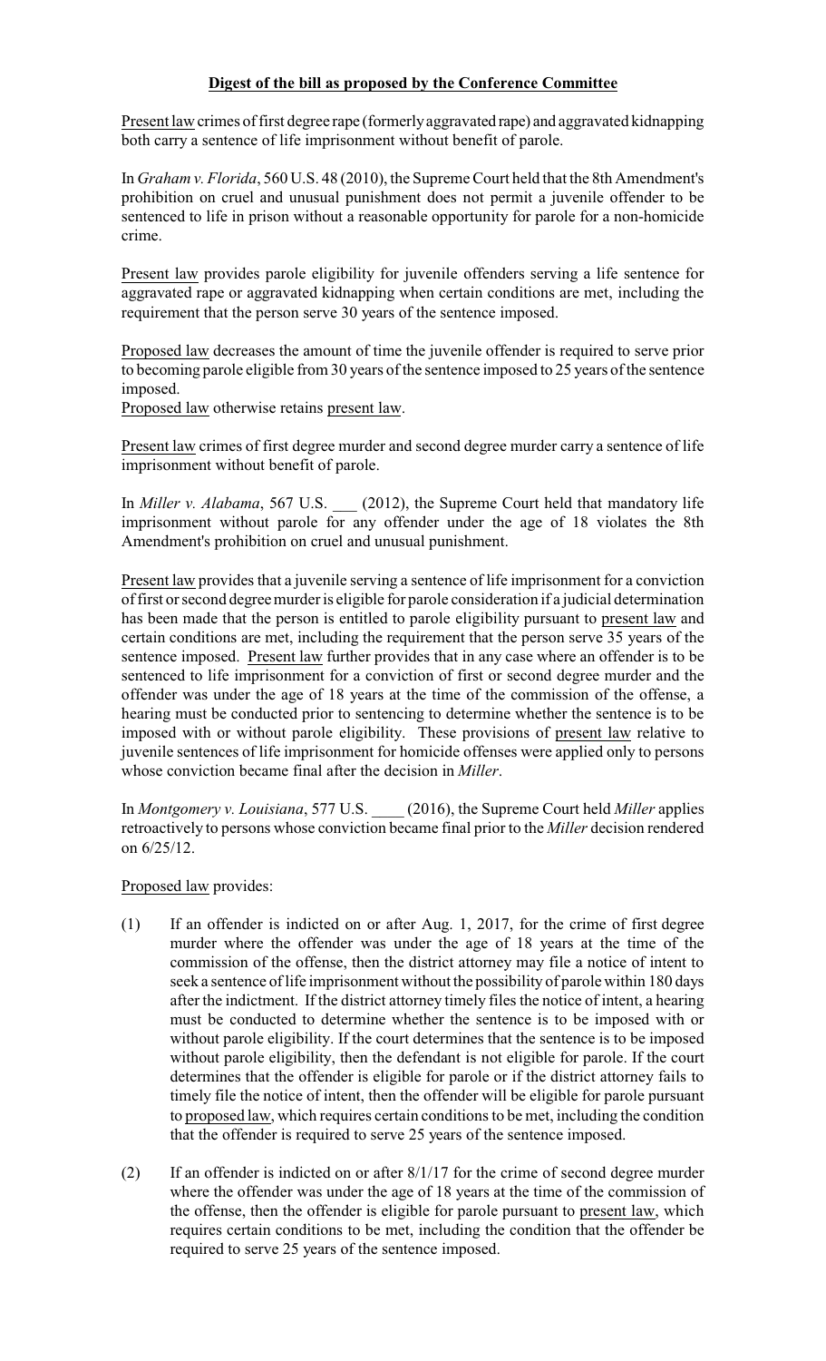**Digest of the bill as proposed by the Conference Committee**

Present law crimes of first degree rape (formerly aggravated rape) and aggravated kidnapping both carry a sentence of life imprisonment without benefit of parole.

In *Graham v. Florida*, 560 U.S. 48 (2010), the Supreme Court held that the 8th Amendment's prohibition on cruel and unusual punishment does not permit a juvenile offender to be sentenced to life in prison without a reasonable opportunity for parole for a non-homicide crime.

Present law provides parole eligibility for juvenile offenders serving a life sentence for aggravated rape or aggravated kidnapping when certain conditions are met, including the requirement that the person serve 30 years of the sentence imposed.

Proposed law decreases the amount of time the juvenile offender is required to serve prior to becoming parole eligible from 30 years of the sentence imposed to 25 years of the sentence imposed.
Proposed law otherwise retains present law.

Present law crimes of first degree murder and second degree murder carry a sentence of life imprisonment without benefit of parole.

In *Miller v. Alabama*, 567 U.S. ___ (2012), the Supreme Court held that mandatory life imprisonment without parole for any offender under the age of 18 violates the 8th Amendment's prohibition on cruel and unusual punishment.

Present law provides that a juvenile serving a sentence of life imprisonment for a conviction of first or second degree murder is eligible for parole consideration if a judicial determination has been made that the person is entitled to parole eligibility pursuant to present law and certain conditions are met, including the requirement that the person serve 35 years of the sentence imposed. Present law further provides that in any case where an offender is to be sentenced to life imprisonment for a conviction of first or second degree murder and the offender was under the age of 18 years at the time of the commission of the offense, a hearing must be conducted prior to sentencing to determine whether the sentence is to be imposed with or without parole eligibility. These provisions of present law relative to juvenile sentences of life imprisonment for homicide offenses were applied only to persons whose conviction became final after the decision in *Miller*.

In *Montgomery v. Louisiana*, 577 U.S. ____ (2016), the Supreme Court held *Miller* applies retroactively to persons whose conviction became final prior to the *Miller* decision rendered on 6/25/12.

Proposed law provides:

(1) If an offender is indicted on or after Aug. 1, 2017, for the crime of first degree murder where the offender was under the age of 18 years at the time of the commission of the offense, then the district attorney may file a notice of intent to seek a sentence of life imprisonment without the possibility of parole within 180 days after the indictment. If the district attorney timely files the notice of intent, a hearing must be conducted to determine whether the sentence is to be imposed with or without parole eligibility. If the court determines that the sentence is to be imposed without parole eligibility, then the defendant is not eligible for parole. If the court determines that the offender is eligible for parole or if the district attorney fails to timely file the notice of intent, then the offender will be eligible for parole pursuant to proposed law, which requires certain conditions to be met, including the condition that the offender is required to serve 25 years of the sentence imposed.

(2) If an offender is indicted on or after 8/1/17 for the crime of second degree murder where the offender was under the age of 18 years at the time of the commission of the offense, then the offender is eligible for parole pursuant to present law, which requires certain conditions to be met, including the condition that the offender be required to serve 25 years of the sentence imposed.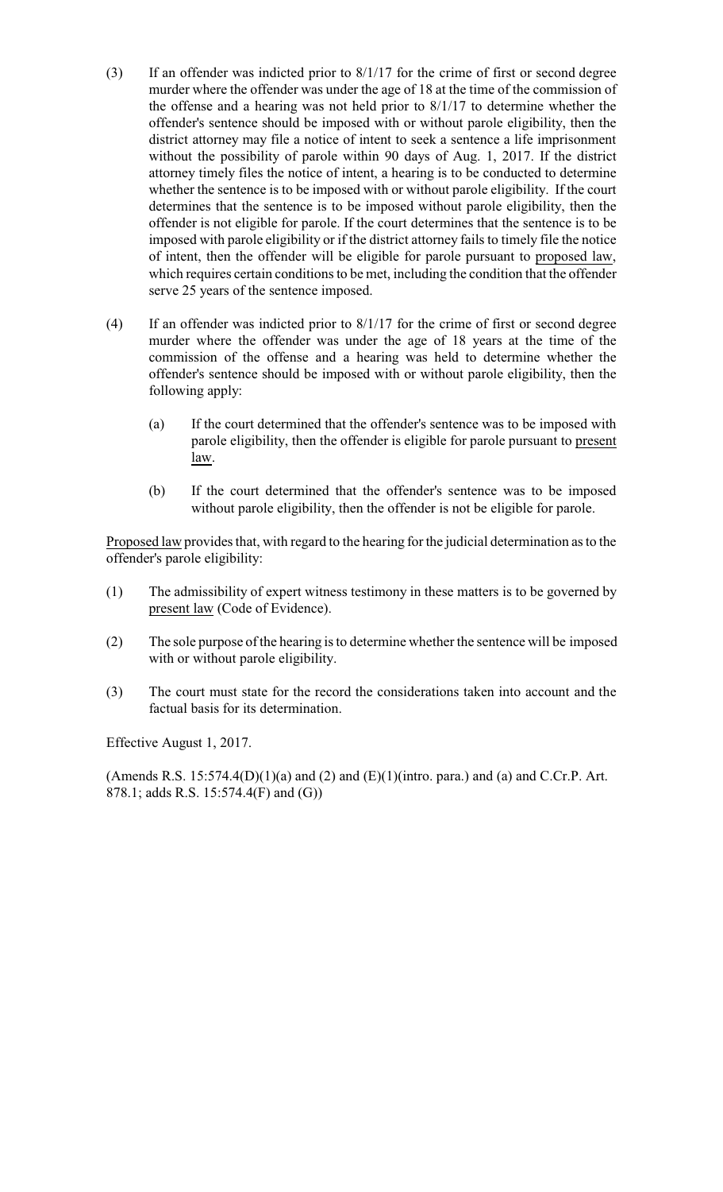(3) If an offender was indicted prior to 8/1/17 for the crime of first or second degree murder where the offender was under the age of 18 at the time of the commission of the offense and a hearing was not held prior to 8/1/17 to determine whether the offender's sentence should be imposed with or without parole eligibility, then the district attorney may file a notice of intent to seek a sentence a life imprisonment without the possibility of parole within 90 days of Aug. 1, 2017. If the district attorney timely files the notice of intent, a hearing is to be conducted to determine whether the sentence is to be imposed with or without parole eligibility. If the court determines that the sentence is to be imposed without parole eligibility, then the offender is not eligible for parole. If the court determines that the sentence is to be imposed with parole eligibility or if the district attorney fails to timely file the notice of intent, then the offender will be eligible for parole pursuant to proposed law, which requires certain conditions to be met, including the condition that the offender serve 25 years of the sentence imposed.

(4) If an offender was indicted prior to 8/1/17 for the crime of first or second degree murder where the offender was under the age of 18 years at the time of the commission of the offense and a hearing was held to determine whether the offender's sentence should be imposed with or without parole eligibility, then the following apply:

   (a) If the court determined that the offender's sentence was to be imposed with parole eligibility, then the offender is eligible for parole pursuant to present law.

   (b) If the court determined that the offender's sentence was to be imposed without parole eligibility, then the offender is not be eligible for parole.

Proposed law provides that, with regard to the hearing for the judicial determination as to the offender's parole eligibility:

(1) The admissibility of expert witness testimony in these matters is to be governed by present law (Code of Evidence).

(2) The sole purpose of the hearing is to determine whether the sentence will be imposed with or without parole eligibility.

(3) The court must state for the record the considerations taken into account and the factual basis for its determination.

Effective August 1, 2017.

(Amends R.S. 15:574.4(D)(1)(a) and (2) and (E)(1)(intro. para.) and (a) and C.Cr.P. Art. 878.1; adds R.S. 15:574.4(F) and (G))